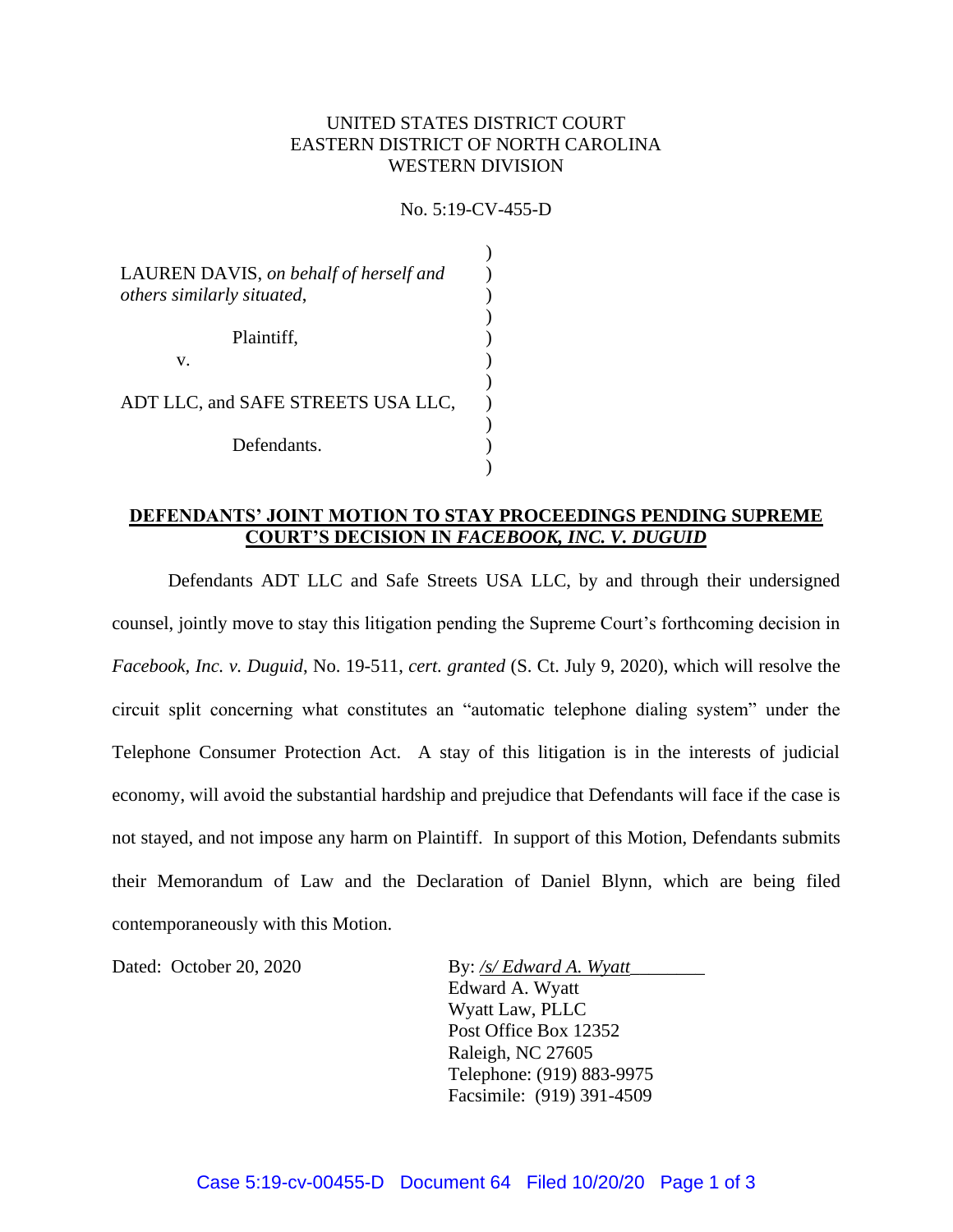UNITED STATES DISTRICT COURT
EASTERN DISTRICT OF NORTH CAROLINA
WESTERN DIVISION

No. 5:19-CV-455-D

LAUREN DAVIS, *on behalf of herself and others similarly situated*,

Plaintiff,

v.

ADT LLC, and SAFE STREETS USA LLC,

Defendants.

**DEFENDANTS' JOINT MOTION TO STAY PROCEEDINGS PENDING SUPREME COURT'S DECISION IN *FACEBOOK, INC. V. DUGUID***

Defendants ADT LLC and Safe Streets USA LLC, by and through their undersigned counsel, jointly move to stay this litigation pending the Supreme Court's forthcoming decision in *Facebook, Inc. v. Duguid*, No. 19-511, *cert. granted* (S. Ct. July 9, 2020), which will resolve the circuit split concerning what constitutes an "automatic telephone dialing system" under the Telephone Consumer Protection Act. A stay of this litigation is in the interests of judicial economy, will avoid the substantial hardship and prejudice that Defendants will face if the case is not stayed, and not impose any harm on Plaintiff. In support of this Motion, Defendants submits their Memorandum of Law and the Declaration of Daniel Blynn, which are being filed contemporaneously with this Motion.

Dated: October 20, 2020

By: */s/ Edward A. Wyatt*
Edward A. Wyatt
Wyatt Law, PLLC
Post Office Box 12352
Raleigh, NC 27605
Telephone: (919) 883-9975
Facsimile: (919) 391-4509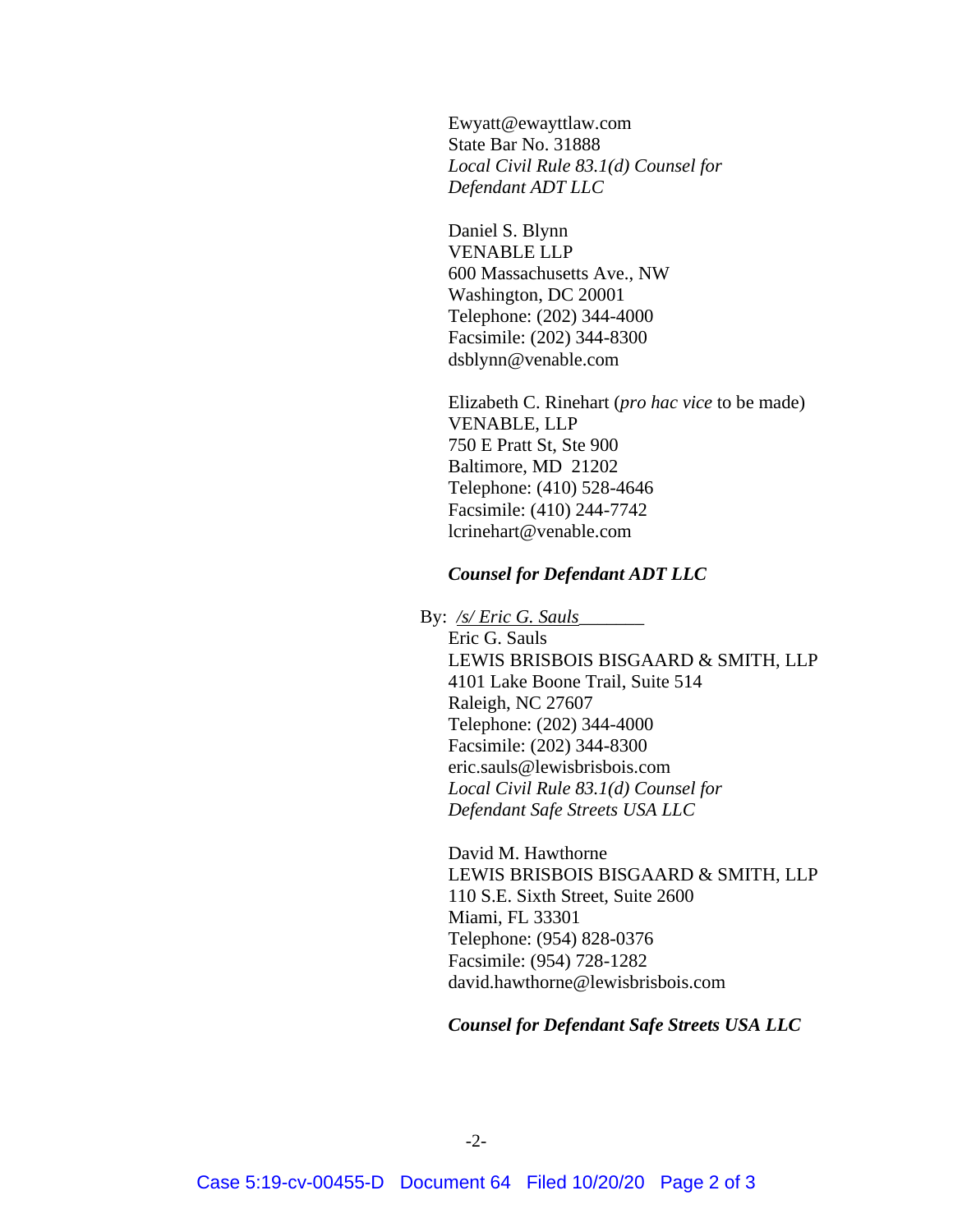Ewyatt@ewayttlaw.com
State Bar No. 31888
*Local Civil Rule 83.1(d) Counsel for Defendant ADT LLC*

Daniel S. Blynn
VENABLE LLP
600 Massachusetts Ave., NW
Washington, DC 20001
Telephone: (202) 344-4000
Facsimile: (202) 344-8300
dsblynn@venable.com

Elizabeth C. Rinehart (*pro hac vice* to be made)
VENABLE, LLP
750 E Pratt St, Ste 900
Baltimore, MD 21202
Telephone: (410) 528-4646
Facsimile: (410) 244-7742
lcrinehart@venable.com

***Counsel for Defendant ADT LLC***

By: */s/ Eric G. Sauls*
Eric G. Sauls
LEWIS BRISBOIS BISGAARD & SMITH, LLP
4101 Lake Boone Trail, Suite 514
Raleigh, NC 27607
Telephone: (202) 344-4000
Facsimile: (202) 344-8300
eric.sauls@lewisbrisbois.com
*Local Civil Rule 83.1(d) Counsel for Defendant Safe Streets USA LLC*

David M. Hawthorne
LEWIS BRISBOIS BISGAARD & SMITH, LLP
110 S.E. Sixth Street, Suite 2600
Miami, FL 33301
Telephone: (954) 828-0376
Facsimile: (954) 728-1282
david.hawthorne@lewisbrisbois.com

***Counsel for Defendant Safe Streets USA LLC***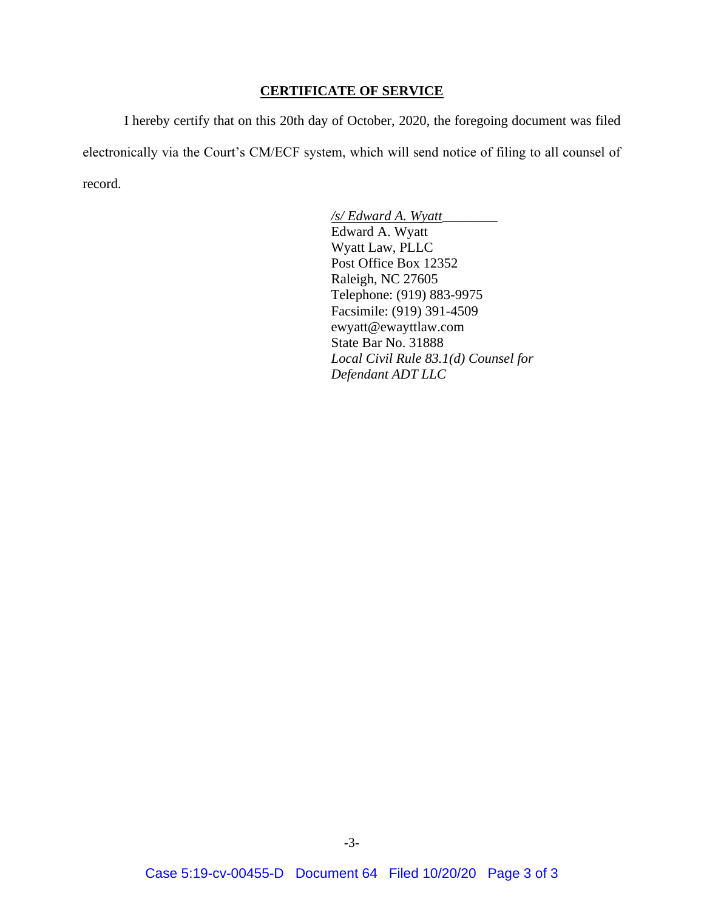## CERTIFICATE OF SERVICE

I hereby certify that on this 20th day of October, 2020, the foregoing document was filed electronically via the Court's CM/ECF system, which will send notice of filing to all counsel of record.

*/s/ Edward A. Wyatt*________
Edward A. Wyatt
Wyatt Law, PLLC
Post Office Box 12352
Raleigh, NC 27605
Telephone: (919) 883-9975
Facsimile: (919) 391-4509
ewyatt@ewayttlaw.com
State Bar No. 31888
*Local Civil Rule 83.1(d) Counsel for Defendant ADT LLC*